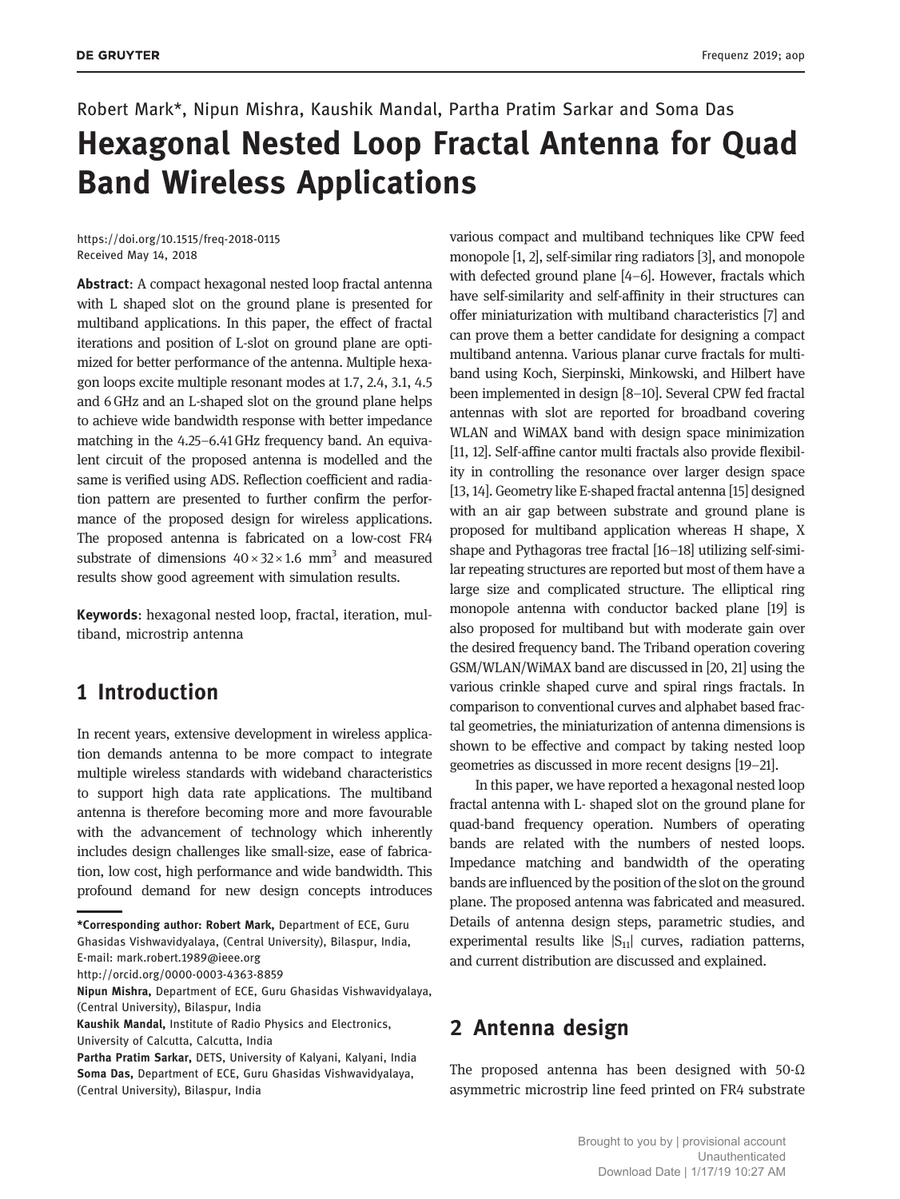Robert Mark*, Nipun Mishra, Kaushik Mandal, Partha Pratim Sarkar and Soma Das

# Hexagonal Nested Loop Fractal Antenna for Quad Band Wireless Applications

https://doi.org/10.1515/freq-2018-0115
Received May 14, 2018

**Abstract**: A compact hexagonal nested loop fractal antenna with L shaped slot on the ground plane is presented for multiband applications. In this paper, the effect of fractal iterations and position of L-slot on ground plane are optimized for better performance of the antenna. Multiple hexagon loops excite multiple resonant modes at 1.7, 2.4, 3.1, 4.5 and 6 GHz and an L-shaped slot on the ground plane helps to achieve wide bandwidth response with better impedance matching in the 4.25–6.41 GHz frequency band. An equivalent circuit of the proposed antenna is modelled and the same is verified using ADS. Reflection coefficient and radiation pattern are presented to further confirm the performance of the proposed design for wireless applications. The proposed antenna is fabricated on a low-cost FR4 substrate of dimensions $40\times32\times1.6\ \text{mm}^3$ and measured results show good agreement with simulation results.

**Keywords**: hexagonal nested loop, fractal, iteration, multiband, microstrip antenna

## 1 Introduction

In recent years, extensive development in wireless application demands antenna to be more compact to integrate multiple wireless standards with wideband characteristics to support high data rate applications. The multiband antenna is therefore becoming more and more favourable with the advancement of technology which inherently includes design challenges like small-size, ease of fabrication, low cost, high performance and wide bandwidth. This profound demand for new design concepts introduces various compact and multiband techniques like CPW feed monopole [1, 2], self-similar ring radiators [3], and monopole with defected ground plane [4–6]. However, fractals which have self-similarity and self-affinity in their structures can offer miniaturization with multiband characteristics [7] and can prove them a better candidate for designing a compact multiband antenna. Various planar curve fractals for multiband using Koch, Sierpinski, Minkowski, and Hilbert have been implemented in design [8–10]. Several CPW fed fractal antennas with slot are reported for broadband covering WLAN and WiMAX band with design space minimization [11, 12]. Self-affine cantor multi fractals also provide flexibility in controlling the resonance over larger design space [13, 14]. Geometry like E-shaped fractal antenna [15] designed with an air gap between substrate and ground plane is proposed for multiband application whereas H shape, X shape and Pythagoras tree fractal [16–18] utilizing self-similar repeating structures are reported but most of them have a large size and complicated structure. The elliptical ring monopole antenna with conductor backed plane [19] is also proposed for multiband but with moderate gain over the desired frequency band. The Triband operation covering GSM/WLAN/WiMAX band are discussed in [20, 21] using the various crinkle shaped curve and spiral rings fractals. In comparison to conventional curves and alphabet based fractal geometries, the miniaturization of antenna dimensions is shown to be effective and compact by taking nested loop geometries as discussed in more recent designs [19–21].

In this paper, we have reported a hexagonal nested loop fractal antenna with L- shaped slot on the ground plane for quad-band frequency operation. Numbers of operating bands are related with the numbers of nested loops. Impedance matching and bandwidth of the operating bands are influenced by the position of the slot on the ground plane. The proposed antenna was fabricated and measured. Details of antenna design steps, parametric studies, and experimental results like $|S_{11}|$ curves, radiation patterns, and current distribution are discussed and explained.

## 2 Antenna design

The proposed antenna has been designed with 50-Ω asymmetric microstrip line feed printed on FR4 substrate

---

***Corresponding author: Robert Mark,** Department of ECE, Guru Ghasidas Vishwavidyalaya, (Central University), Bilaspur, India, E-mail: mark.robert.1989@ieee.org
http://orcid.org/0000-0003-4363-8859
**Nipun Mishra,** Department of ECE, Guru Ghasidas Vishwavidyalaya, (Central University), Bilaspur, India
**Kaushik Mandal,** Institute of Radio Physics and Electronics, University of Calcutta, Calcutta, India
**Partha Pratim Sarkar,** DETS, University of Kalyani, Kalyani, India
**Soma Das,** Department of ECE, Guru Ghasidas Vishwavidyalaya, (Central University), Bilaspur, India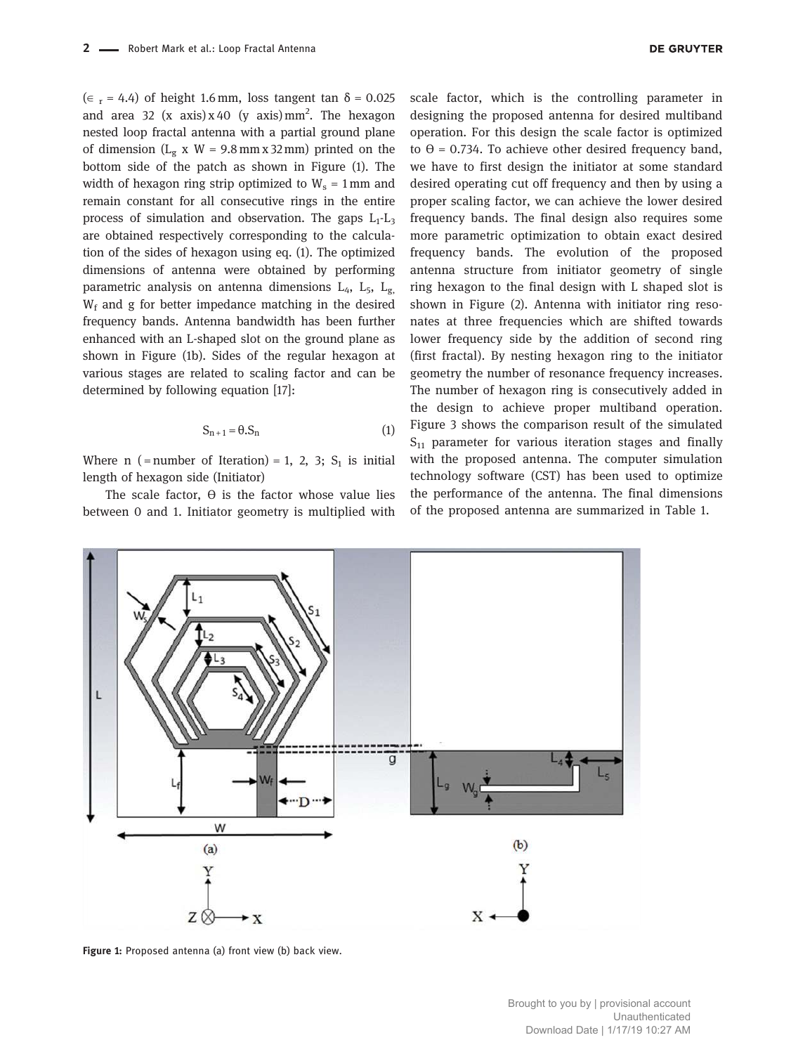($\epsilon_r = 4.4$) of height 1.6 mm, loss tangent tan $\delta = 0.025$ and area 32 (x axis) x 40 (y axis) mm$^2$. The hexagon nested loop fractal antenna with a partial ground plane of dimension ($L_g$ x W = 9.8 mm x 32 mm) printed on the bottom side of the patch as shown in Figure (1). The width of hexagon ring strip optimized to $W_s = 1$ mm and remain constant for all consecutive rings in the entire process of simulation and observation. The gaps $L_1$-$L_3$ are obtained respectively corresponding to the calculation of the sides of hexagon using eq. (1). The optimized dimensions of antenna were obtained by performing parametric analysis on antenna dimensions $L_4$, $L_5$, $L_g$, $W_f$ and g for better impedance matching in the desired frequency bands. Antenna bandwidth has been further enhanced with an L-shaped slot on the ground plane as shown in Figure (1b). Sides of the regular hexagon at various stages are related to scaling factor and can be determined by following equation [17]:

$$S_{n+1} = \theta . S_n \tag{1}$$

Where n (= number of Iteration) = 1, 2, 3; $S_1$ is initial length of hexagon side (Initiator)

The scale factor, $\Theta$ is the factor whose value lies between 0 and 1. Initiator geometry is multiplied with scale factor, which is the controlling parameter in designing the proposed antenna for desired multiband operation. For this design the scale factor is optimized to $\Theta = 0.734$. To achieve other desired frequency band, we have to first design the initiator at some standard desired operating cut off frequency and then by using a proper scaling factor, we can achieve the lower desired frequency bands. The final design also requires some more parametric optimization to obtain exact desired frequency bands. The evolution of the proposed antenna structure from initiator geometry of single ring hexagon to the final design with L shaped slot is shown in Figure (2). Antenna with initiator ring resonates at three frequencies which are shifted towards lower frequency side by the addition of second ring (first fractal). By nesting hexagon ring to the initiator geometry the number of resonance frequency increases. The number of hexagon ring is consecutively added in the design to achieve proper multiband operation. Figure 3 shows the comparison result of the simulated $S_{11}$ parameter for various iteration stages and finally with the proposed antenna. The computer simulation technology software (CST) has been used to optimize the performance of the antenna. The final dimensions of the proposed antenna are summarized in Table 1.

**Figure 1:** Proposed antenna (a) front view (b) back view.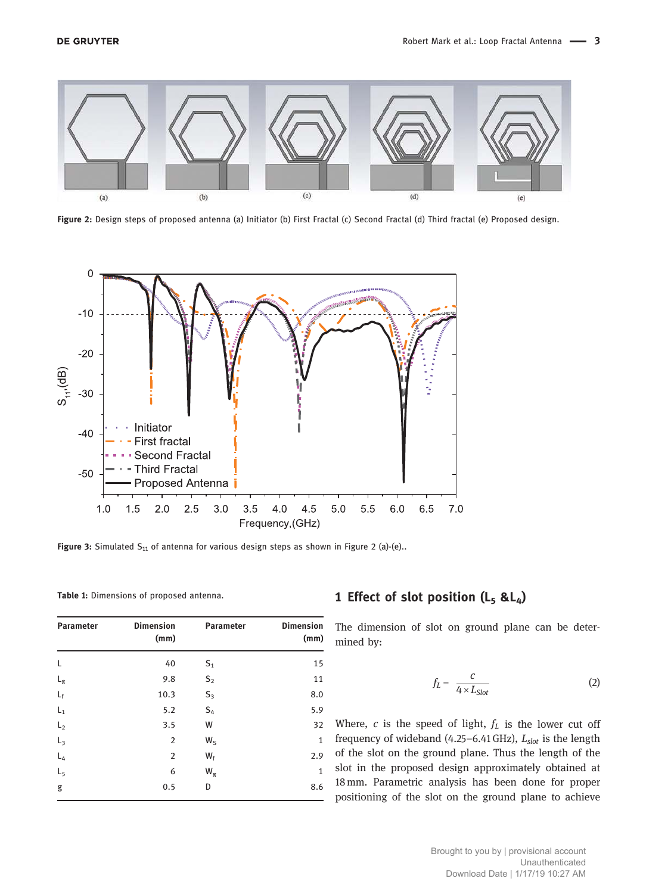**Figure 2:** Design steps of proposed antenna (a) Initiator (b) First Fractal (c) Second Fractal (d) Third fractal (e) Proposed design.

**Figure 3:** Simulated $S_{11}$ of antenna for various design steps as shown in Figure 2 (a)-(e)..

**Table 1:** Dimensions of proposed antenna.

| Parameter | Dimension (mm) | Parameter | Dimension (mm) |
|---|---|---|---|
| L | 40 | $S_1$ | 15 |
| $L_g$ | 9.8 | $S_2$ | 11 |
| $L_f$ | 10.3 | $S_3$ | 8.0 |
| $L_1$ | 5.2 | $S_4$ | 5.9 |
| $L_2$ | 3.5 | W | 32 |
| $L_3$ | 2 | $W_5$ | 1 |
| $L_4$ | 2 | $W_f$ | 2.9 |
| $L_5$ | 6 | $W_g$ | 1 |
| g | 0.5 | D | 8.6 |

## 1 Effect of slot position ($L_5$ &$L_4$)

The dimension of slot on ground plane can be determined by:

$$f_L = \frac{c}{4 \times L_{Slot}} \tag{2}$$

Where, $c$ is the speed of light, $f_L$ is the lower cut off frequency of wideband (4.25–6.41 GHz), $L_{slot}$ is the length of the slot on the ground plane. Thus the length of the slot in the proposed design approximately obtained at 18 mm. Parametric analysis has been done for proper positioning of the slot on the ground plane to achieve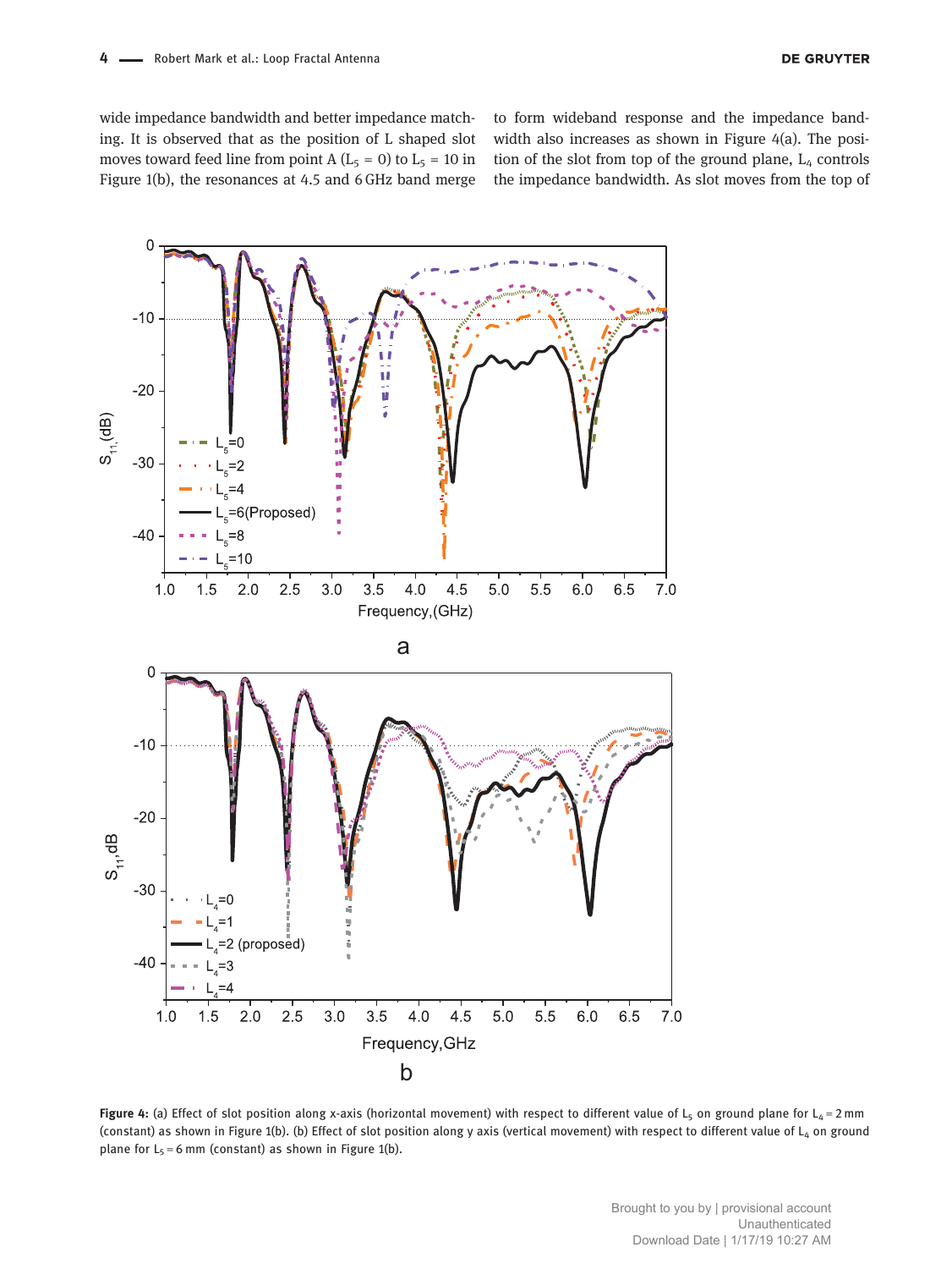wide impedance bandwidth and better impedance matching. It is observed that as the position of L shaped slot moves toward feed line from point A ($L_5 = 0$) to $L_5 = 10$ in Figure 1(b), the resonances at 4.5 and 6 GHz band merge to form wideband response and the impedance bandwidth also increases as shown in Figure 4(a). The position of the slot from top of the ground plane, $L_4$ controls the impedance bandwidth. As slot moves from the top of

**Figure 4:** (a) Effect of slot position along x-axis (horizontal movement) with respect to different value of $L_5$ on ground plane for $L_4 = 2$ mm (constant) as shown in Figure 1(b). (b) Effect of slot position along y axis (vertical movement) with respect to different value of $L_4$ on ground plane for $L_5 = 6$ mm (constant) as shown in Figure 1(b).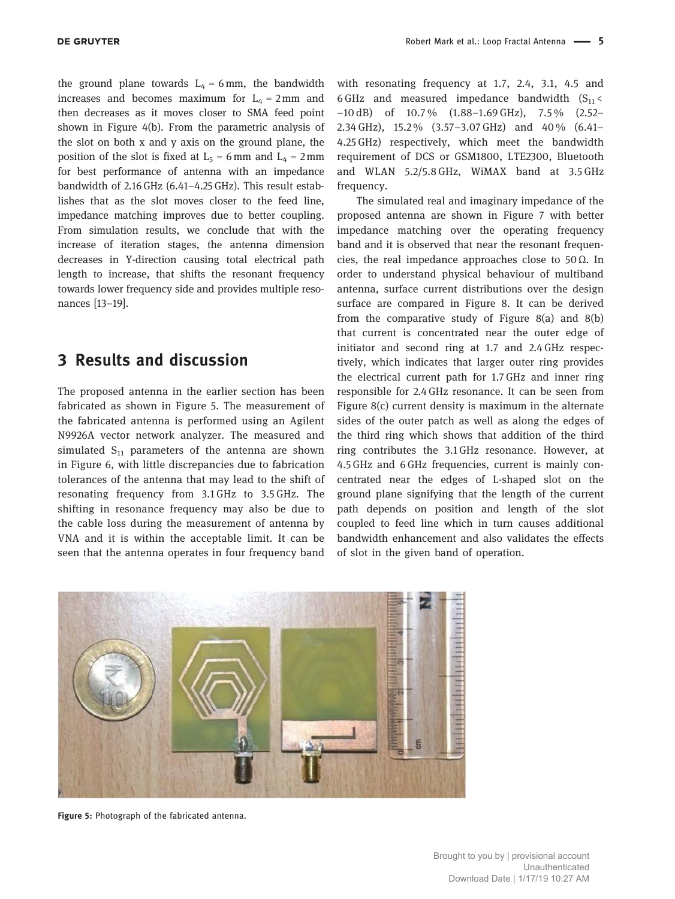the ground plane towards $L_4 = 6$ mm, the bandwidth increases and becomes maximum for $L_4 = 2$ mm and then decreases as it moves closer to SMA feed point shown in Figure 4(b). From the parametric analysis of the slot on both x and y axis on the ground plane, the position of the slot is fixed at $L_5 = 6$ mm and $L_4 = 2$ mm for best performance of antenna with an impedance bandwidth of 2.16 GHz (6.41–4.25 GHz). This result establishes that as the slot moves closer to the feed line, impedance matching improves due to better coupling. From simulation results, we conclude that with the increase of iteration stages, the antenna dimension decreases in Y-direction causing total electrical path length to increase, that shifts the resonant frequency towards lower frequency side and provides multiple resonances [13–19].

## 3 Results and discussion

The proposed antenna in the earlier section has been fabricated as shown in Figure 5. The measurement of the fabricated antenna is performed using an Agilent N9926A vector network analyzer. The measured and simulated $S_{11}$ parameters of the antenna are shown in Figure 6, with little discrepancies due to fabrication tolerances of the antenna that may lead to the shift of resonating frequency from 3.1 GHz to 3.5 GHz. The shifting in resonance frequency may also be due to the cable loss during the measurement of antenna by VNA and it is within the acceptable limit. It can be seen that the antenna operates in four frequency band with resonating frequency at 1.7, 2.4, 3.1, 4.5 and 6 GHz and measured impedance bandwidth ($S_{11} < -10$ dB) of 10.7 % (1.88–1.69 GHz), 7.5 % (2.52–2.34 GHz), 15.2 % (3.57–3.07 GHz) and 40 % (6.41–4.25 GHz) respectively, which meet the bandwidth requirement of DCS or GSM1800, LTE2300, Bluetooth and WLAN 5.2/5.8 GHz, WiMAX band at 3.5 GHz frequency.

The simulated real and imaginary impedance of the proposed antenna are shown in Figure 7 with better impedance matching over the operating frequency band and it is observed that near the resonant frequencies, the real impedance approaches close to 50 Ω. In order to understand physical behaviour of multiband antenna, surface current distributions over the design surface are compared in Figure 8. It can be derived from the comparative study of Figure 8(a) and 8(b) that current is concentrated near the outer edge of initiator and second ring at 1.7 and 2.4 GHz respectively, which indicates that larger outer ring provides the electrical current path for 1.7 GHz and inner ring responsible for 2.4 GHz resonance. It can be seen from Figure 8(c) current density is maximum in the alternate sides of the outer patch as well as along the edges of the third ring which shows that addition of the third ring contributes the 3.1 GHz resonance. However, at 4.5 GHz and 6 GHz frequencies, current is mainly concentrated near the edges of L-shaped slot on the ground plane signifying that the length of the current path depends on position and length of the slot coupled to feed line which in turn causes additional bandwidth enhancement and also validates the effects of slot in the given band of operation.

**Figure 5:** Photograph of the fabricated antenna.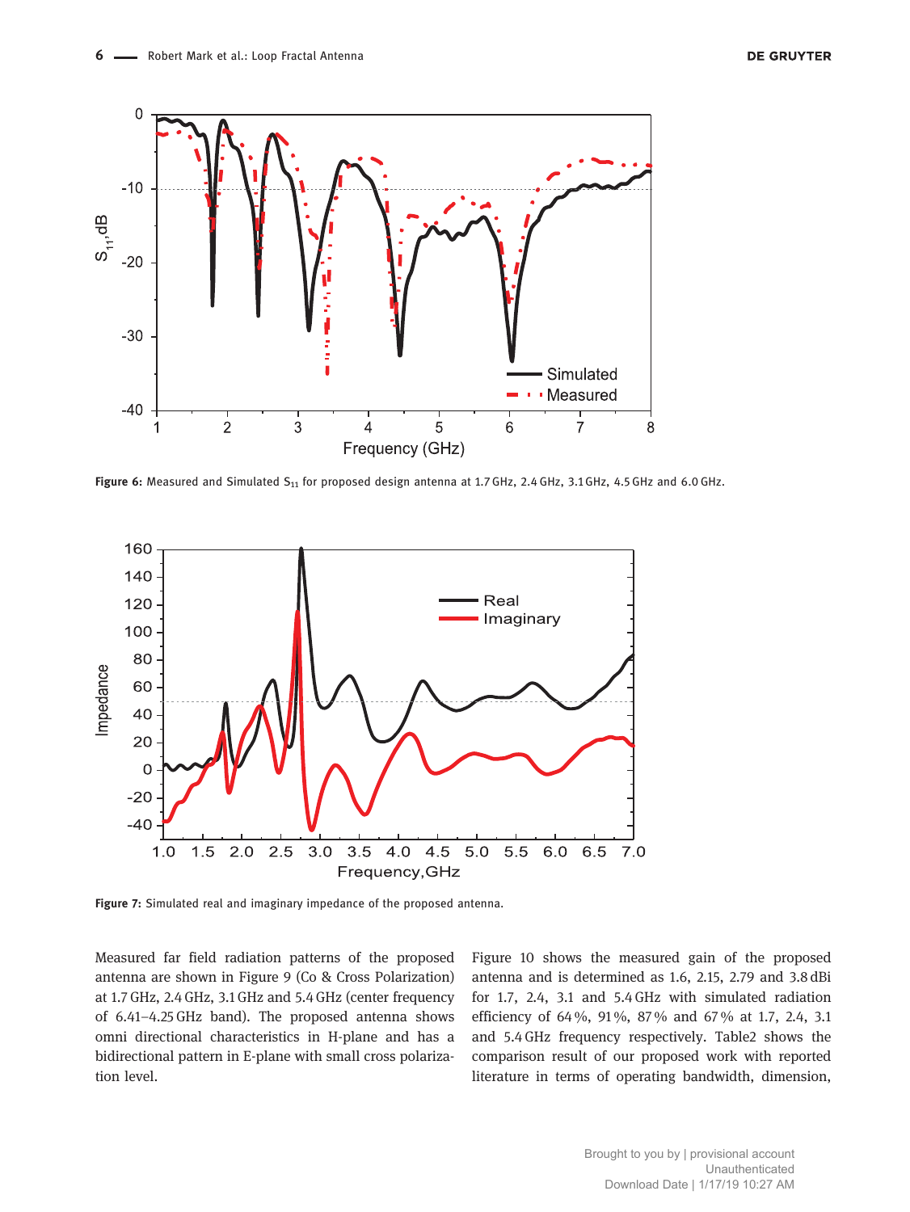Figure 6: Measured and Simulated $S_{11}$ for proposed design antenna at 1.7 GHz, 2.4 GHz, 3.1 GHz, 4.5 GHz and 6.0 GHz.

Figure 7: Simulated real and imaginary impedance of the proposed antenna.

Measured far field radiation patterns of the proposed antenna are shown in Figure 9 (Co & Cross Polarization) at 1.7 GHz, 2.4 GHz, 3.1 GHz and 5.4 GHz (center frequency of 6.41–4.25 GHz band). The proposed antenna shows omni directional characteristics in H-plane and has a bidirectional pattern in E-plane with small cross polarization level.

Figure 10 shows the measured gain of the proposed antenna and is determined as 1.6, 2.15, 2.79 and 3.8 dBi for 1.7, 2.4, 3.1 and 5.4 GHz with simulated radiation efficiency of 64 %, 91 %, 87 % and 67 % at 1.7, 2.4, 3.1 and 5.4 GHz frequency respectively. Table2 shows the comparison result of our proposed work with reported literature in terms of operating bandwidth, dimension,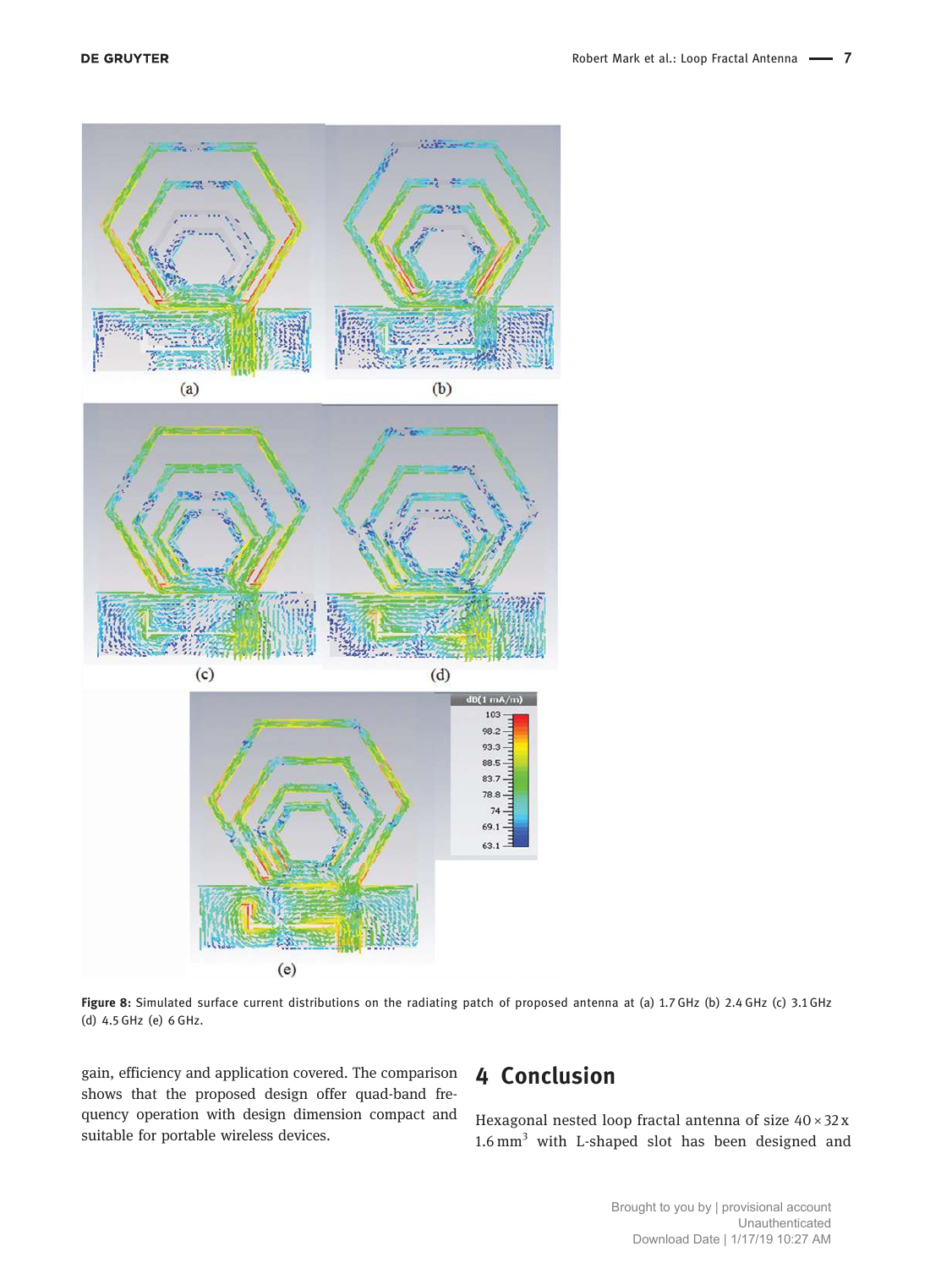**Figure 8:** Simulated surface current distributions on the radiating patch of proposed antenna at (a) 1.7 GHz (b) 2.4 GHz (c) 3.1 GHz (d) 4.5 GHz (e) 6 GHz.

gain, efficiency and application covered. The comparison shows that the proposed design offer quad-band frequency operation with design dimension compact and suitable for portable wireless devices.

## 4 Conclusion

Hexagonal nested loop fractal antenna of size $40 \times 32 \times 1.6\ mm^3$ with L-shaped slot has been designed and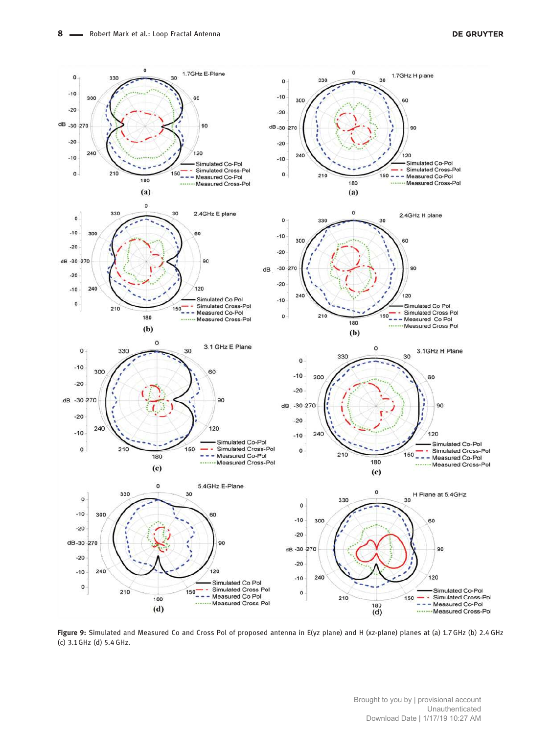**Figure 9:** Simulated and Measured Co and Cross Pol of proposed antenna in E(yz plane) and H (xz-plane) planes at (a) 1.7 GHz (b) 2.4 GHz (c) 3.1 GHz (d) 5.4 GHz.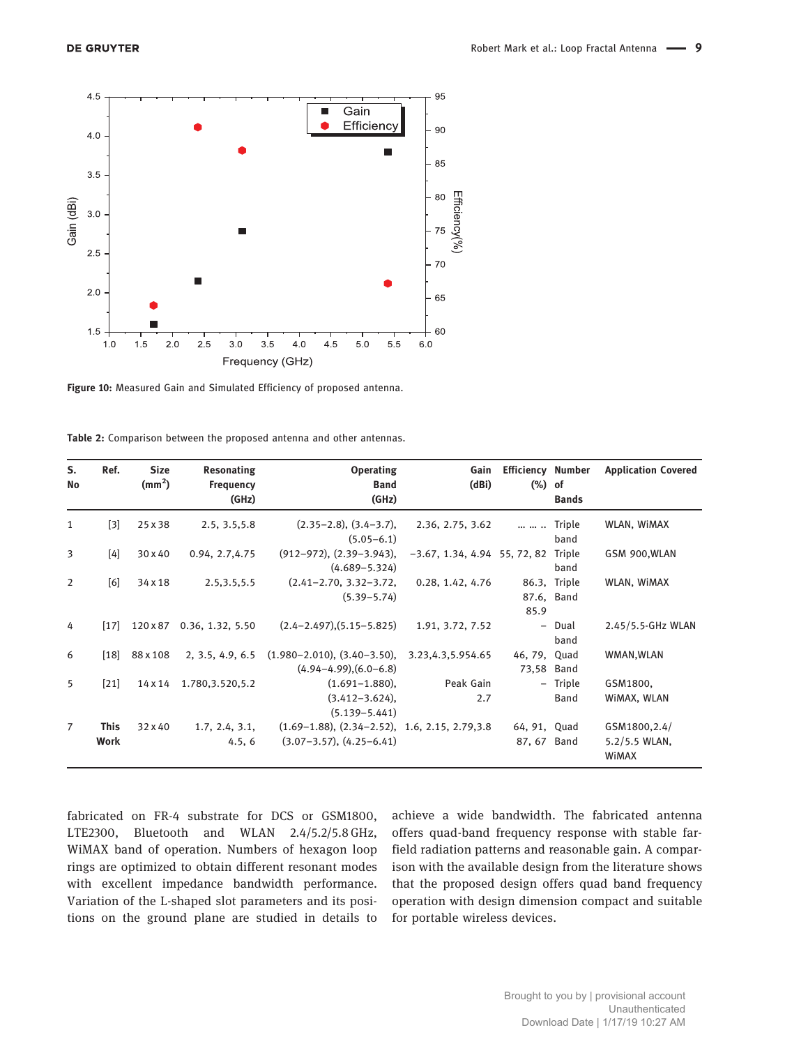Figure 10: Measured Gain and Simulated Efficiency of proposed antenna.

Table 2: Comparison between the proposed antenna and other antennas.

| S. No | Ref. | Size ($mm^2$) | Resonating Frequency (GHz) | Operating Band (GHz) | Gain (dBi) | Efficiency (%) | Number of Bands | Application Covered |
|---|---|---|---|---|---|---|---|---|
| 1 | [3] | 25 x 38 | 2.5, 3.5,5.8 | (2.35–2.8), (3.4–3.7), (5.05–6.1) | 2.36, 2.75, 3.62 | ... ... .. | Triple band | WLAN, WiMAX |
| 3 | [4] | 30 x 40 | 0.94, 2.7,4.75 | (912–972), (2.39–3.943), (4.689–5.324) | −3.67, 1.34, 4.94 | 55, 72, 82 | Triple band | GSM 900,WLAN |
| 2 | [6] | 34 x 18 | 2.5,3.5,5.5 | (2.41–2.70, 3.32–3.72, (5.39–5.74) | 0.28, 1.42, 4.76 | 86.3, 87.6, 85.9 | Triple Band | WLAN, WiMAX |
| 4 | [17] | 120 x 87 | 0.36, 1.32, 5.50 | (2.4–2.497),(5.15–5.825) | 1.91, 3.72, 7.52 | – | Dual band | 2.45/5.5-GHz WLAN |
| 6 | [18] | 88 x 108 | 2, 3.5, 4.9, 6.5 | (1.980–2.010), (3.40–3.50), (4.94–4.99),(6.0–6.8) | 3.23,4.3,5.954.65 | 46, 79, 73,58 | Quad Band | WMAN,WLAN |
| 5 | [21] | 14 x 14 | 1.780,3.520,5.2 | (1.691–1.880), (3.412–3.624), (5.139–5.441) | Peak Gain 2.7 | – | Triple Band | GSM1800, WiMAX, WLAN |
| 7 | This Work | 32 x 40 | 1.7, 2.4, 3.1, 4.5, 6 | (1.69–1.88), (2.34–2.52), (3.07–3.57), (4.25–6.41) | 1.6, 2.15, 2.79,3.8 | 64, 91, 87, 67 | Quad Band | GSM1800,2.4/ 5.2/5.5 WLAN, WiMAX |

fabricated on FR-4 substrate for DCS or GSM1800, LTE2300, Bluetooth and WLAN 2.4/5.2/5.8 GHz, WiMAX band of operation. Numbers of hexagon loop rings are optimized to obtain different resonant modes with excellent impedance bandwidth performance. Variation of the L-shaped slot parameters and its positions on the ground plane are studied in details to achieve a wide bandwidth. The fabricated antenna offers quad-band frequency response with stable far-field radiation patterns and reasonable gain. A comparison with the available design from the literature shows that the proposed design offers quad band frequency operation with design dimension compact and suitable for portable wireless devices.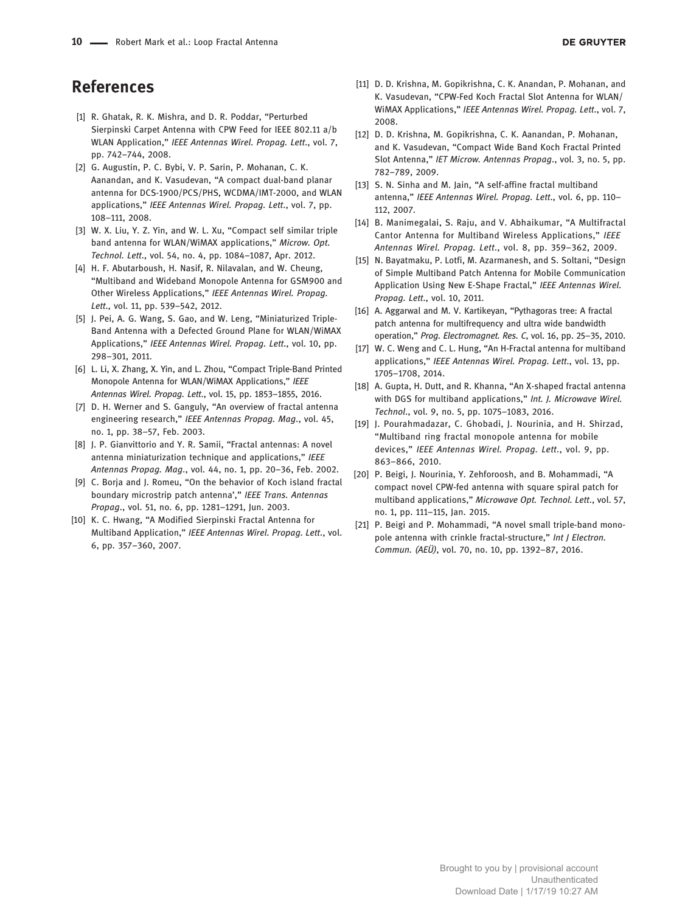## References

[1] R. Ghatak, R. K. Mishra, and D. R. Poddar, "Perturbed Sierpinski Carpet Antenna with CPW Feed for IEEE 802.11 a/b WLAN Application," *IEEE Antennas Wirel. Propag. Lett.*, vol. 7, pp. 742–744, 2008.

[2] G. Augustin, P. C. Bybi, V. P. Sarin, P. Mohanan, C. K. Aanandan, and K. Vasudevan, "A compact dual-band planar antenna for DCS-1900/PCS/PHS, WCDMA/IMT-2000, and WLAN applications," *IEEE Antennas Wirel. Propag. Lett.*, vol. 7, pp. 108–111, 2008.

[3] W. X. Liu, Y. Z. Yin, and W. L. Xu, "Compact self similar triple band antenna for WLAN/WiMAX applications," *Microw. Opt. Technol. Lett.*, vol. 54, no. 4, pp. 1084–1087, Apr. 2012.

[4] H. F. Abutarboush, H. Nasif, R. Nilavalan, and W. Cheung, "Multiband and Wideband Monopole Antenna for GSM900 and Other Wireless Applications," *IEEE Antennas Wirel. Propag. Lett.*, vol. 11, pp. 539–542, 2012.

[5] J. Pei, A. G. Wang, S. Gao, and W. Leng, "Miniaturized Triple-Band Antenna with a Defected Ground Plane for WLAN/WiMAX Applications," *IEEE Antennas Wirel. Propag. Lett.*, vol. 10, pp. 298–301, 2011.

[6] L. Li, X. Zhang, X. Yin, and L. Zhou, "Compact Triple-Band Printed Monopole Antenna for WLAN/WiMAX Applications," *IEEE Antennas Wirel. Propag. Lett.*, vol. 15, pp. 1853–1855, 2016.

[7] D. H. Werner and S. Ganguly, "An overview of fractal antenna engineering research," *IEEE Antennas Propag. Mag.*, vol. 45, no. 1, pp. 38–57, Feb. 2003.

[8] J. P. Gianvittorio and Y. R. Samii, "Fractal antennas: A novel antenna miniaturization technique and applications," *IEEE Antennas Propag. Mag.*, vol. 44, no. 1, pp. 20–36, Feb. 2002.

[9] C. Borja and J. Romeu, "On the behavior of Koch island fractal boundary microstrip patch antenna'," *IEEE Trans. Antennas Propag.*, vol. 51, no. 6, pp. 1281–1291, Jun. 2003.

[10] K. C. Hwang, "A Modified Sierpinski Fractal Antenna for Multiband Application," *IEEE Antennas Wirel. Propag. Lett.*, vol. 6, pp. 357–360, 2007.

[11] D. D. Krishna, M. Gopikrishna, C. K. Anandan, P. Mohanan, and K. Vasudevan, "CPW-Fed Koch Fractal Slot Antenna for WLAN/ WiMAX Applications," *IEEE Antennas Wirel. Propag. Lett.*, vol. 7, 2008.

[12] D. D. Krishna, M. Gopikrishna, C. K. Aanandan, P. Mohanan, and K. Vasudevan, "Compact Wide Band Koch Fractal Printed Slot Antenna," *IET Microw. Antennas Propag.*, vol. 3, no. 5, pp. 782–789, 2009.

[13] S. N. Sinha and M. Jain, "A self-affine fractal multiband antenna," *IEEE Antennas Wirel. Propag. Lett.*, vol. 6, pp. 110–112, 2007.

[14] B. Manimegalai, S. Raju, and V. Abhaikumar, "A Multifractal Cantor Antenna for Multiband Wireless Applications," *IEEE Antennas Wirel. Propag. Lett.*, vol. 8, pp. 359–362, 2009.

[15] N. Bayatmaku, P. Lotfi, M. Azarmanesh, and S. Soltani, "Design of Simple Multiband Patch Antenna for Mobile Communication Application Using New E-Shape Fractal," *IEEE Antennas Wirel. Propag. Lett.*, vol. 10, 2011.

[16] A. Aggarwal and M. V. Kartikeyan, "Pythagoras tree: A fractal patch antenna for multifrequency and ultra wide bandwidth operation," *Prog. Electromagnet. Res. C*, vol. 16, pp. 25–35, 2010.

[17] W. C. Weng and C. L. Hung, "An H-Fractal antenna for multiband applications," *IEEE Antennas Wirel. Propag. Lett.*, vol. 13, pp. 1705–1708, 2014.

[18] A. Gupta, H. Dutt, and R. Khanna, "An X-shaped fractal antenna with DGS for multiband applications," *Int. J. Microwave Wirel. Technol.*, vol. 9, no. 5, pp. 1075–1083, 2016.

[19] J. Pourahmadazar, C. Ghobadi, J. Nourinia, and H. Shirzad, "Multiband ring fractal monopole antenna for mobile devices," *IEEE Antennas Wirel. Propag. Lett.*, vol. 9, pp. 863–866, 2010.

[20] P. Beigi, J. Nourinia, Y. Zehforoosh, and B. Mohammadi, "A compact novel CPW-fed antenna with square spiral patch for multiband applications," *Microwave Opt. Technol. Lett.*, vol. 57, no. 1, pp. 111–115, Jan. 2015.

[21] P. Beigi and P. Mohammadi, "A novel small triple-band monopole antenna with crinkle fractal-structure," *Int J Electron. Commun. (AEÜ)*, vol. 70, no. 10, pp. 1392–87, 2016.